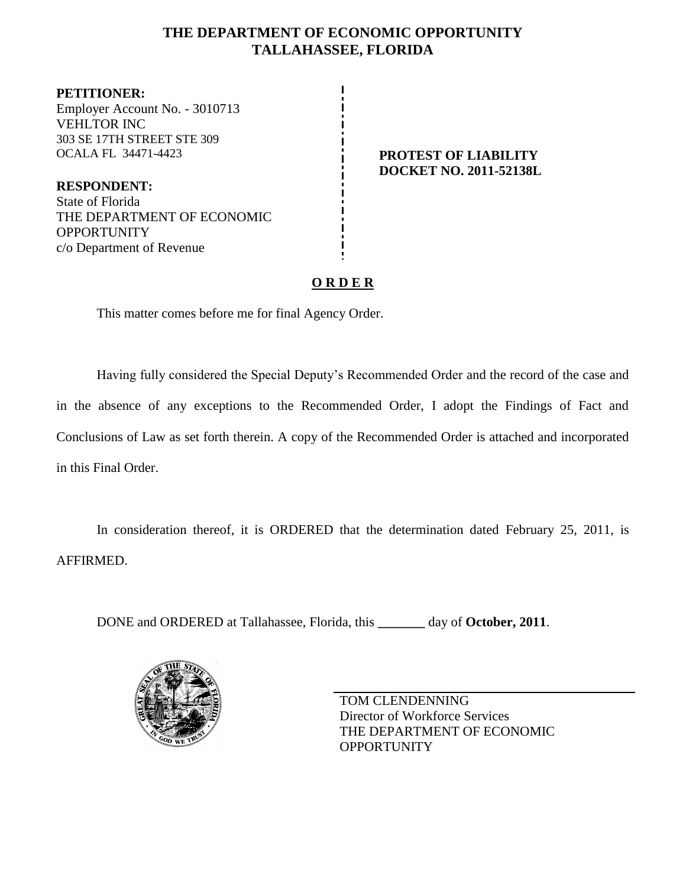# THE DEPARTMENT OF ECONOMIC OPPORTUNITY
# TALLAHASSEE, FLORIDA

**PETITIONER:**
Employer Account No. - 3010713
VEHLTOR INC
303 SE 17TH STREET STE 309
OCALA FL 34471-4423

**RESPONDENT:**
State of Florida
THE DEPARTMENT OF ECONOMIC OPPORTUNITY
c/o Department of Revenue

**PROTEST OF LIABILITY**
**DOCKET NO. 2011-52138L**

## O R D E R

This matter comes before me for final Agency Order.

Having fully considered the Special Deputy's Recommended Order and the record of the case and in the absence of any exceptions to the Recommended Order, I adopt the Findings of Fact and Conclusions of Law as set forth therein. A copy of the Recommended Order is attached and incorporated in this Final Order.

In consideration thereof, it is ORDERED that the determination dated February 25, 2011, is AFFIRMED.

DONE and ORDERED at Tallahassee, Florida, this _______ day of **October, 2011**.

TOM CLENDENNING
Director of Workforce Services
THE DEPARTMENT OF ECONOMIC OPPORTUNITY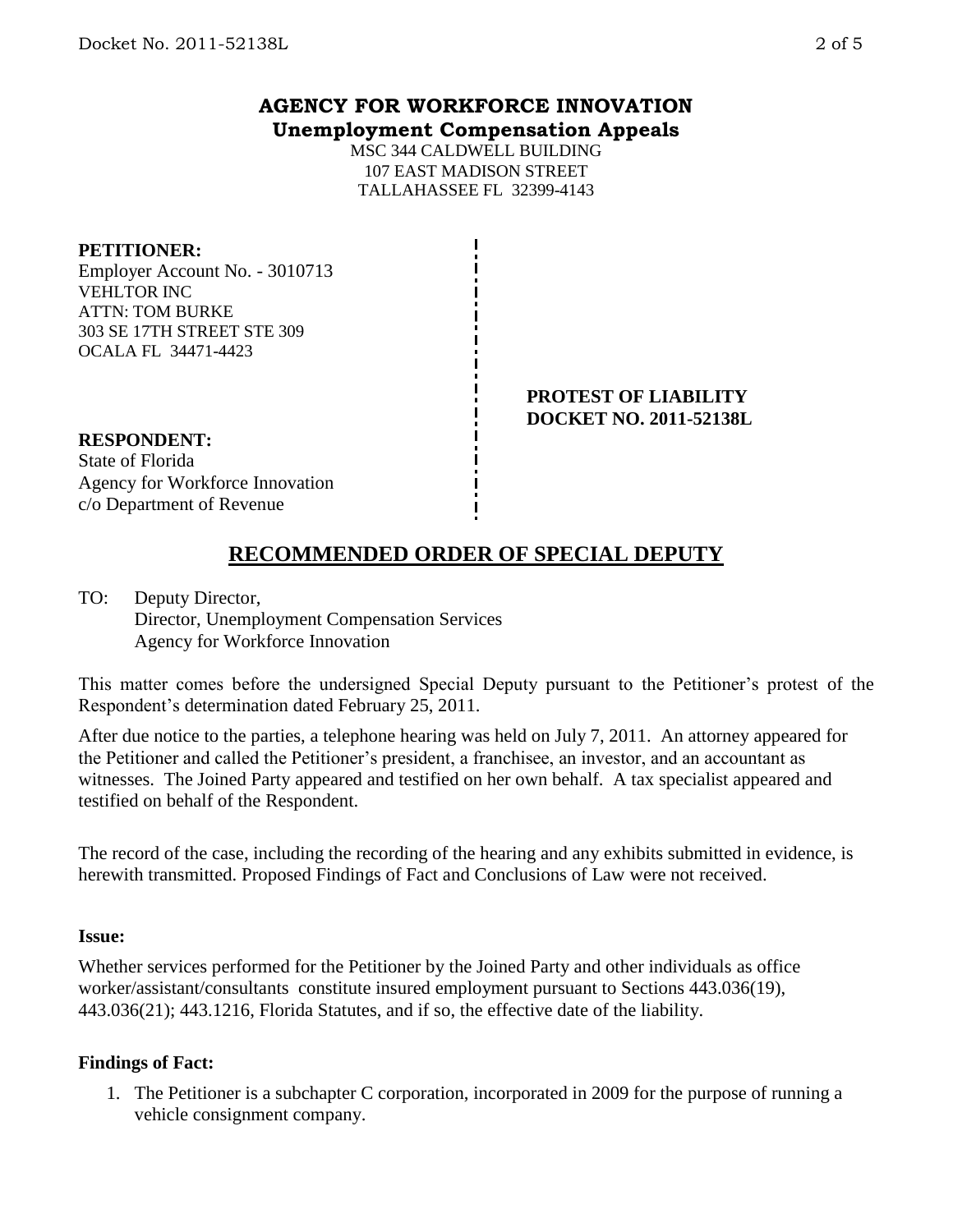**AGENCY FOR WORKFORCE INNOVATION**
**Unemployment Compensation Appeals**

MSC 344 CALDWELL BUILDING
107 EAST MADISON STREET
TALLAHASSEE FL 32399-4143

**PETITIONER:**
Employer Account No. - 3010713
VEHLTOR INC
ATTN: TOM BURKE
303 SE 17TH STREET STE 309
OCALA FL 34471-4423

**PROTEST OF LIABILITY**
**DOCKET NO. 2011-52138L**

**RESPONDENT:**
State of Florida
Agency for Workforce Innovation
c/o Department of Revenue

## RECOMMENDED ORDER OF SPECIAL DEPUTY

TO: Deputy Director,
Director, Unemployment Compensation Services
Agency for Workforce Innovation

This matter comes before the undersigned Special Deputy pursuant to the Petitioner's protest of the Respondent's determination dated February 25, 2011.

After due notice to the parties, a telephone hearing was held on July 7, 2011. An attorney appeared for the Petitioner and called the Petitioner's president, a franchisee, an investor, and an accountant as witnesses. The Joined Party appeared and testified on her own behalf. A tax specialist appeared and testified on behalf of the Respondent.

The record of the case, including the recording of the hearing and any exhibits submitted in evidence, is herewith transmitted. Proposed Findings of Fact and Conclusions of Law were not received.

**Issue:**

Whether services performed for the Petitioner by the Joined Party and other individuals as office worker/assistant/consultants constitute insured employment pursuant to Sections 443.036(19), 443.036(21); 443.1216, Florida Statutes, and if so, the effective date of the liability.

**Findings of Fact:**

1. The Petitioner is a subchapter C corporation, incorporated in 2009 for the purpose of running a vehicle consignment company.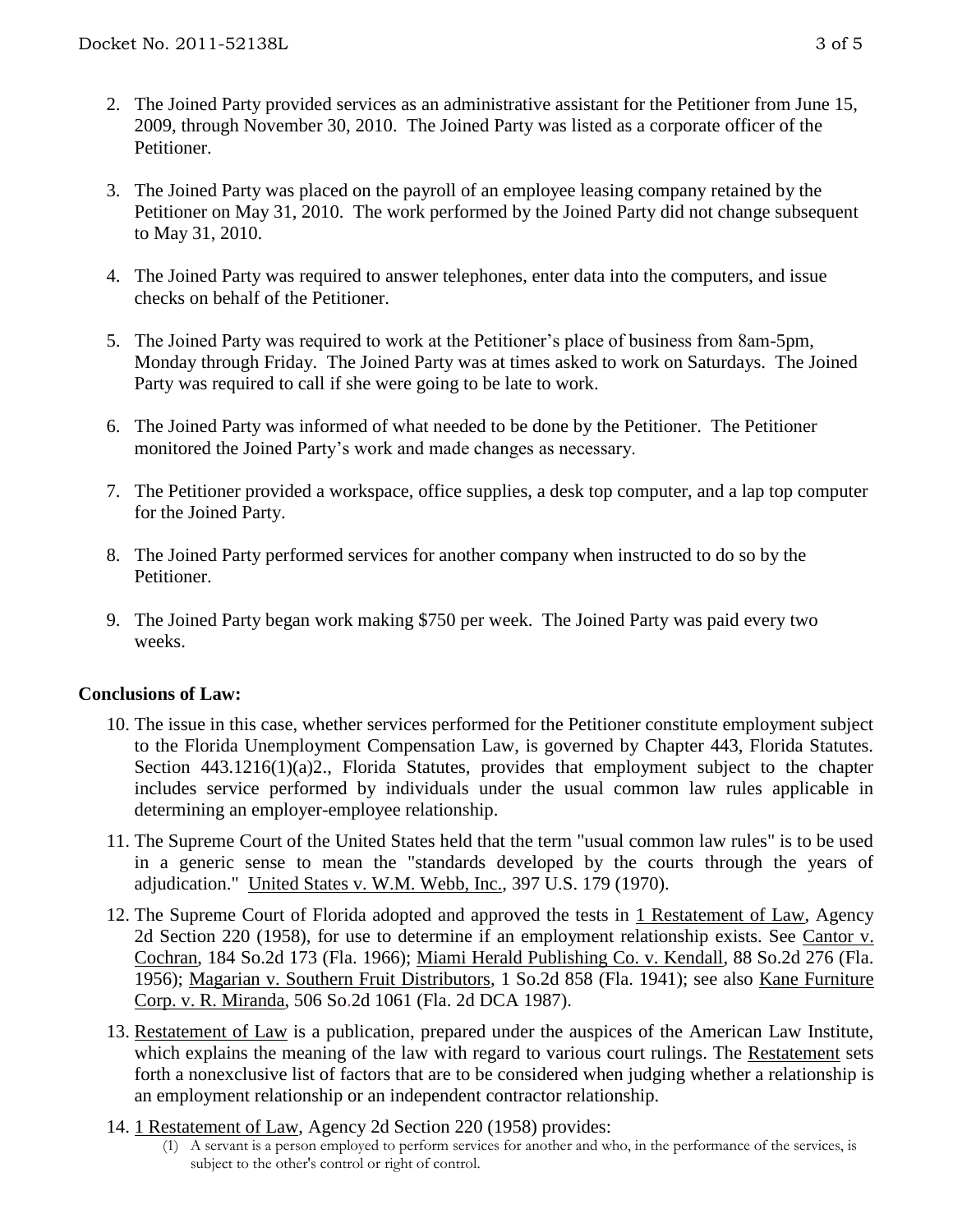2. The Joined Party provided services as an administrative assistant for the Petitioner from June 15, 2009, through November 30, 2010. The Joined Party was listed as a corporate officer of the Petitioner.

3. The Joined Party was placed on the payroll of an employee leasing company retained by the Petitioner on May 31, 2010. The work performed by the Joined Party did not change subsequent to May 31, 2010.

4. The Joined Party was required to answer telephones, enter data into the computers, and issue checks on behalf of the Petitioner.

5. The Joined Party was required to work at the Petitioner's place of business from 8am-5pm, Monday through Friday. The Joined Party was at times asked to work on Saturdays. The Joined Party was required to call if she were going to be late to work.

6. The Joined Party was informed of what needed to be done by the Petitioner. The Petitioner monitored the Joined Party's work and made changes as necessary.

7. The Petitioner provided a workspace, office supplies, a desk top computer, and a lap top computer for the Joined Party.

8. The Joined Party performed services for another company when instructed to do so by the Petitioner.

9. The Joined Party began work making $750 per week. The Joined Party was paid every two weeks.

**Conclusions of Law:**

10. The issue in this case, whether services performed for the Petitioner constitute employment subject to the Florida Unemployment Compensation Law, is governed by Chapter 443, Florida Statutes. Section 443.1216(1)(a)2., Florida Statutes, provides that employment subject to the chapter includes service performed by individuals under the usual common law rules applicable in determining an employer-employee relationship.

11. The Supreme Court of the United States held that the term "usual common law rules" is to be used in a generic sense to mean the "standards developed by the courts through the years of adjudication." United States v. W.M. Webb, Inc., 397 U.S. 179 (1970).

12. The Supreme Court of Florida adopted and approved the tests in 1 Restatement of Law, Agency 2d Section 220 (1958), for use to determine if an employment relationship exists. See Cantor v. Cochran, 184 So.2d 173 (Fla. 1966); Miami Herald Publishing Co. v. Kendall, 88 So.2d 276 (Fla. 1956); Magarian v. Southern Fruit Distributors, 1 So.2d 858 (Fla. 1941); see also Kane Furniture Corp. v. R. Miranda, 506 So.2d 1061 (Fla. 2d DCA 1987).

13. Restatement of Law is a publication, prepared under the auspices of the American Law Institute, which explains the meaning of the law with regard to various court rulings. The Restatement sets forth a nonexclusive list of factors that are to be considered when judging whether a relationship is an employment relationship or an independent contractor relationship.

14. 1 Restatement of Law, Agency 2d Section 220 (1958) provides:
    (1) A servant is a person employed to perform services for another and who, in the performance of the services, is subject to the other's control or right of control.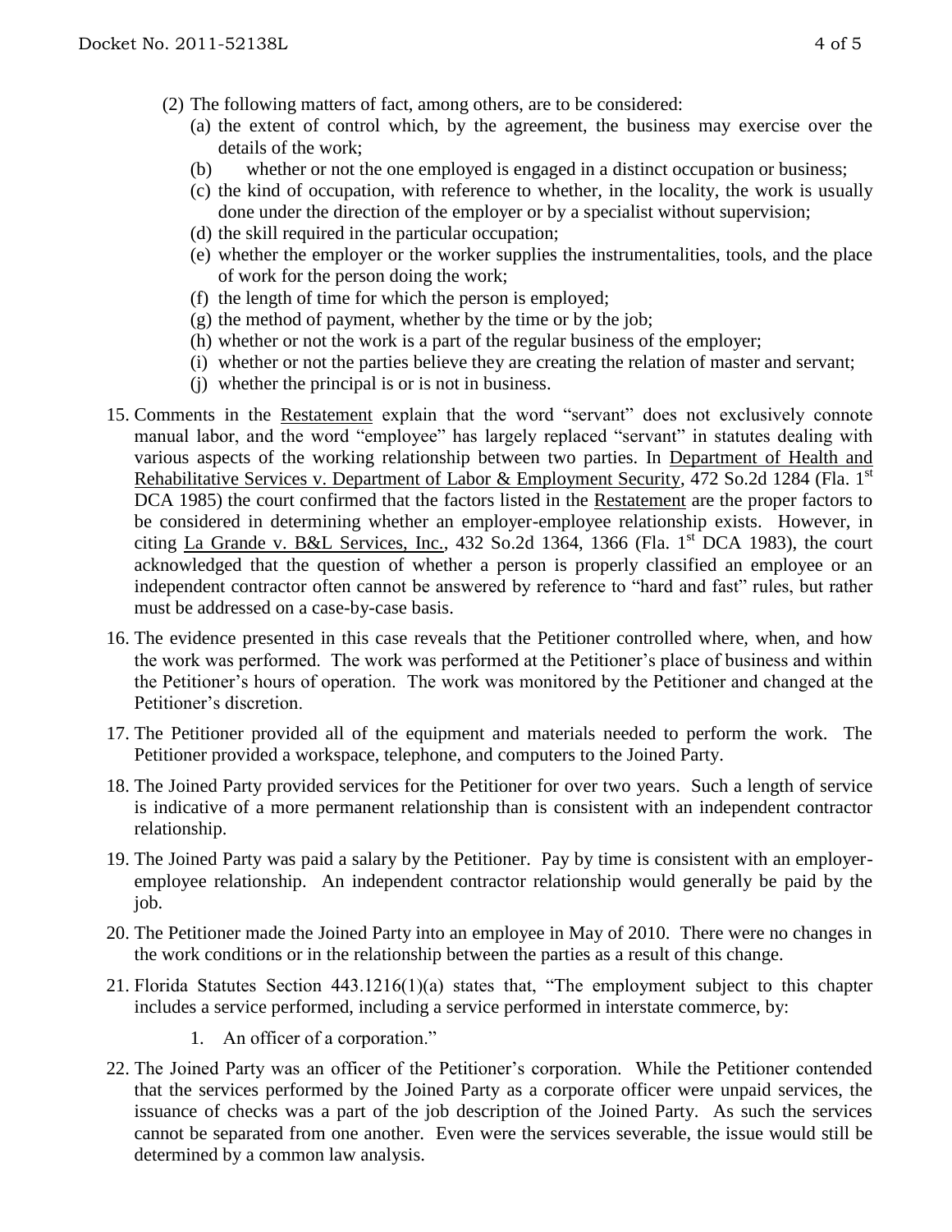(2) The following matters of fact, among others, are to be considered:
   (a) the extent of control which, by the agreement, the business may exercise over the details of the work;
   (b) whether or not the one employed is engaged in a distinct occupation or business;
   (c) the kind of occupation, with reference to whether, in the locality, the work is usually done under the direction of the employer or by a specialist without supervision;
   (d) the skill required in the particular occupation;
   (e) whether the employer or the worker supplies the instrumentalities, tools, and the place of work for the person doing the work;
   (f) the length of time for which the person is employed;
   (g) the method of payment, whether by the time or by the job;
   (h) whether or not the work is a part of the regular business of the employer;
   (i) whether or not the parties believe they are creating the relation of master and servant;
   (j) whether the principal is or is not in business.

15. Comments in the Restatement explain that the word "servant" does not exclusively connote manual labor, and the word "employee" has largely replaced "servant" in statutes dealing with various aspects of the working relationship between two parties. In Department of Health and Rehabilitative Services v. Department of Labor & Employment Security, 472 So.2d 1284 (Fla. 1st DCA 1985) the court confirmed that the factors listed in the Restatement are the proper factors to be considered in determining whether an employer-employee relationship exists. However, in citing La Grande v. B&L Services, Inc., 432 So.2d 1364, 1366 (Fla. 1st DCA 1983), the court acknowledged that the question of whether a person is properly classified an employee or an independent contractor often cannot be answered by reference to "hard and fast" rules, but rather must be addressed on a case-by-case basis.

16. The evidence presented in this case reveals that the Petitioner controlled where, when, and how the work was performed. The work was performed at the Petitioner's place of business and within the Petitioner's hours of operation. The work was monitored by the Petitioner and changed at the Petitioner's discretion.

17. The Petitioner provided all of the equipment and materials needed to perform the work. The Petitioner provided a workspace, telephone, and computers to the Joined Party.

18. The Joined Party provided services for the Petitioner for over two years. Such a length of service is indicative of a more permanent relationship than is consistent with an independent contractor relationship.

19. The Joined Party was paid a salary by the Petitioner. Pay by time is consistent with an employer-employee relationship. An independent contractor relationship would generally be paid by the job.

20. The Petitioner made the Joined Party into an employee in May of 2010. There were no changes in the work conditions or in the relationship between the parties as a result of this change.

21. Florida Statutes Section 443.1216(1)(a) states that, "The employment subject to this chapter includes a service performed, including a service performed in interstate commerce, by:

    1. An officer of a corporation."

22. The Joined Party was an officer of the Petitioner's corporation. While the Petitioner contended that the services performed by the Joined Party as a corporate officer were unpaid services, the issuance of checks was a part of the job description of the Joined Party. As such the services cannot be separated from one another. Even were the services severable, the issue would still be determined by a common law analysis.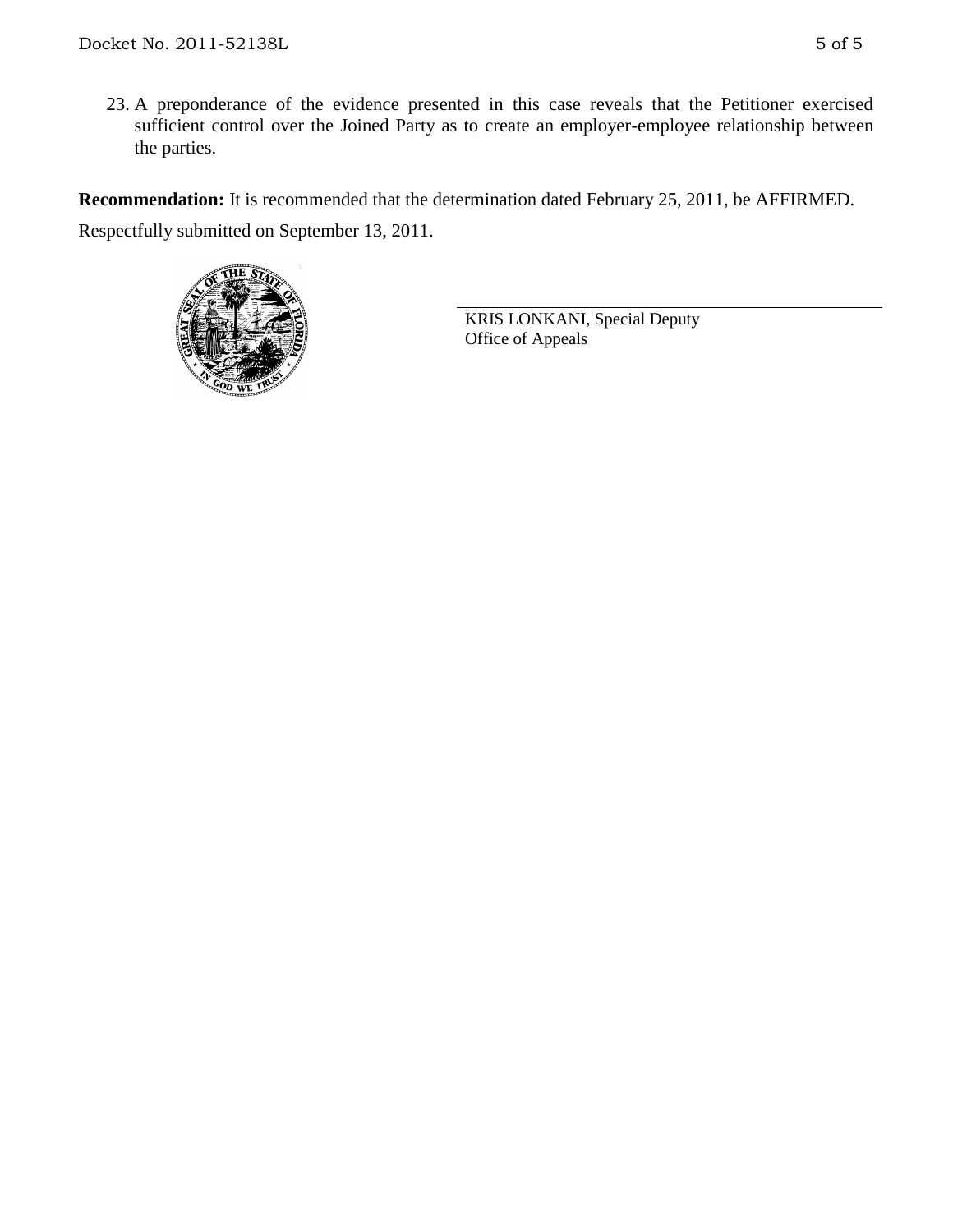23. A preponderance of the evidence presented in this case reveals that the Petitioner exercised sufficient control over the Joined Party as to create an employer-employee relationship between the parties.

**Recommendation:** It is recommended that the determination dated February 25, 2011, be AFFIRMED.

Respectfully submitted on September 13, 2011.

KRIS LONKANI, Special Deputy
Office of Appeals